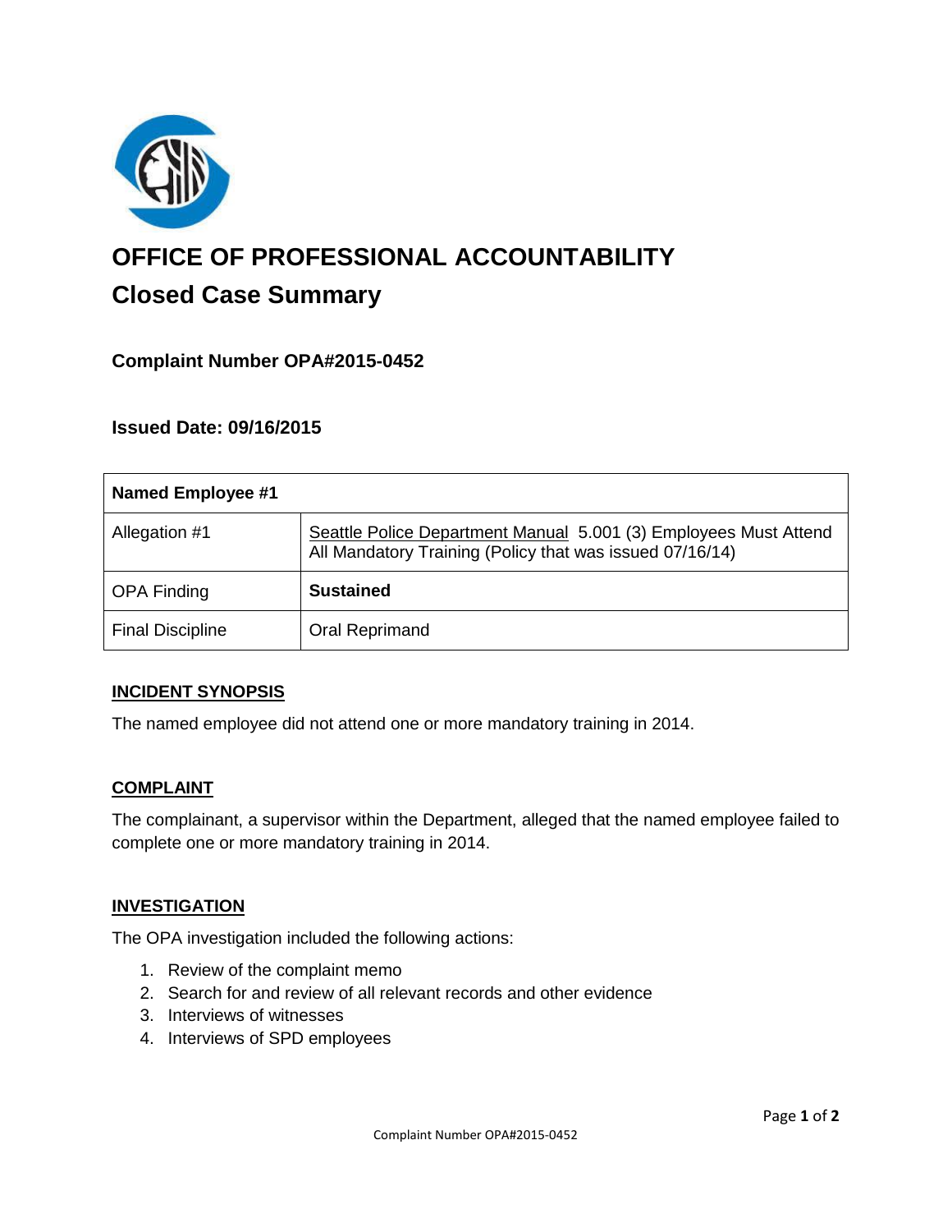# OFFICE OF PROFESSIONAL ACCOUNTABILITY

## Closed Case Summary

### Complaint Number OPA#2015-0452

### Issued Date: 09/16/2015

| **Named Employee #1** | |
|---|---|
| Allegation #1 | Seattle Police Department Manual 5.001 (3) Employees Must Attend All Mandatory Training (Policy that was issued 07/16/14) |
| OPA Finding | **Sustained** |
| Final Discipline | Oral Reprimand |

**INCIDENT SYNOPSIS**

The named employee did not attend one or more mandatory training in 2014.

**COMPLAINT**

The complainant, a supervisor within the Department, alleged that the named employee failed to complete one or more mandatory training in 2014.

**INVESTIGATION**

The OPA investigation included the following actions:

1. Review of the complaint memo
2. Search for and review of all relevant records and other evidence
3. Interviews of witnesses
4. Interviews of SPD employees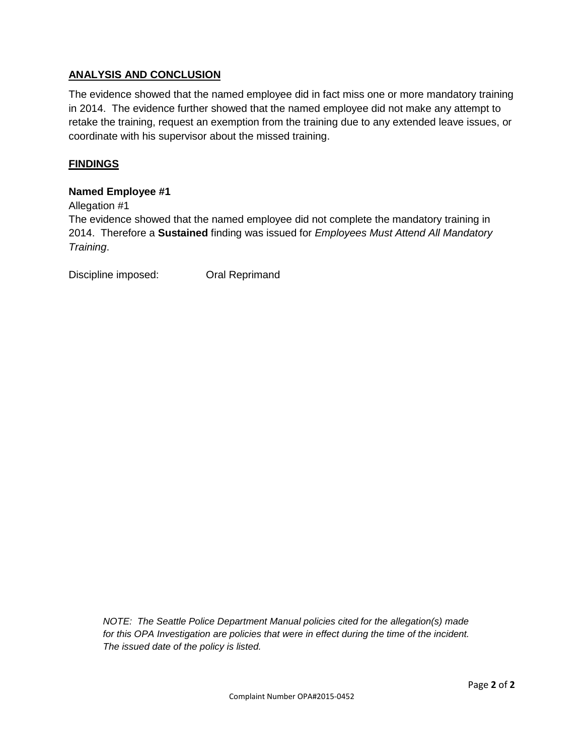## ANALYSIS AND CONCLUSION

The evidence showed that the named employee did in fact miss one or more mandatory training in 2014. The evidence further showed that the named employee did not make any attempt to retake the training, request an exemption from the training due to any extended leave issues, or coordinate with his supervisor about the missed training.

## FINDINGS

**Named Employee #1**

Allegation #1

The evidence showed that the named employee did not complete the mandatory training in 2014. Therefore a **Sustained** finding was issued for *Employees Must Attend All Mandatory Training*.

Discipline imposed: Oral Reprimand

*NOTE: The Seattle Police Department Manual policies cited for the allegation(s) made for this OPA Investigation are policies that were in effect during the time of the incident. The issued date of the policy is listed.*

Complaint Number OPA#2015-0452